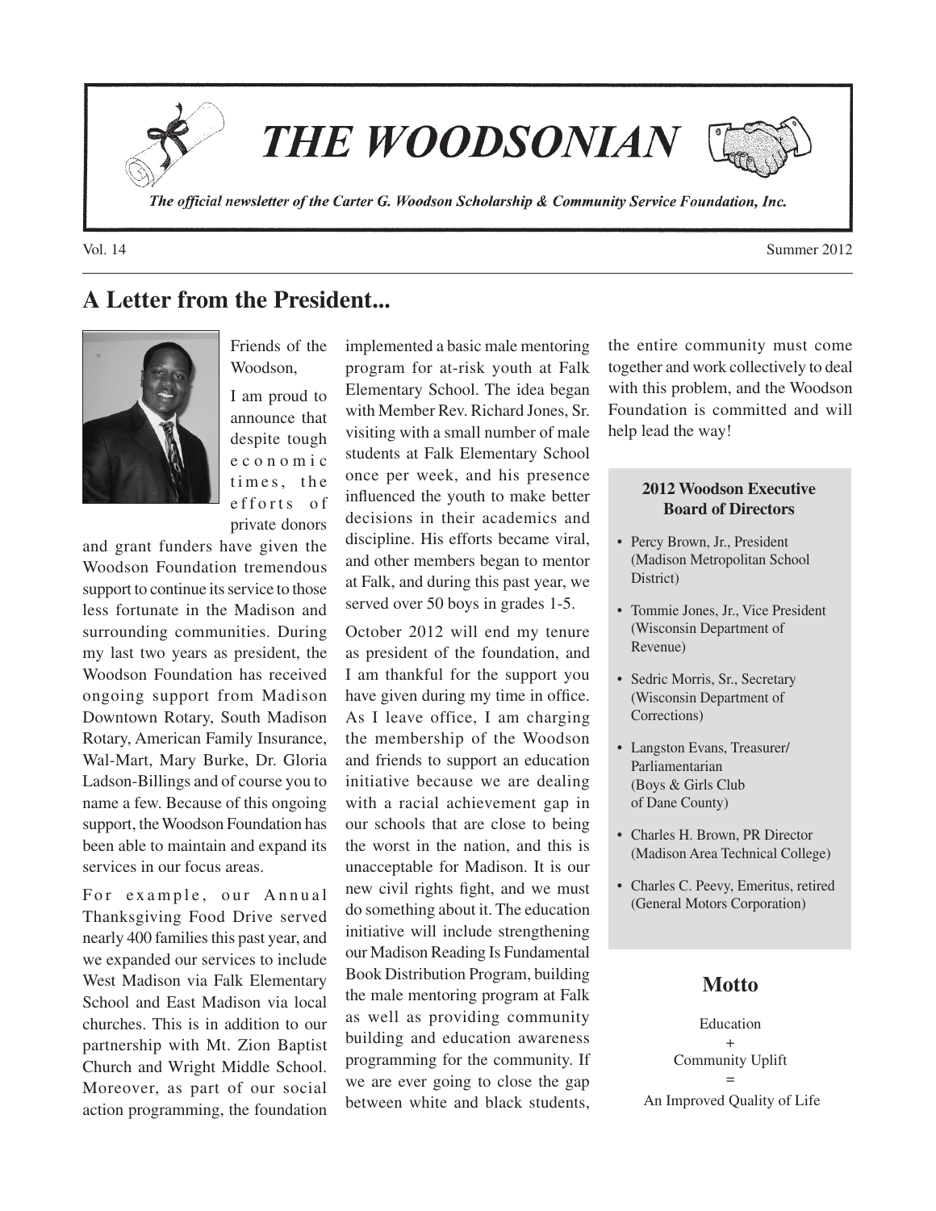# THE WOODSONIAN

*The official newsletter of the Carter G. Woodson Scholarship & Community Service Foundation, Inc.*

Vol. 14 — Summer 2012

## A Letter from the President...

Friends of the Woodson,

I am proud to announce that despite tough economic times, the efforts of private donors and grant funders have given the Woodson Foundation tremendous support to continue its service to those less fortunate in the Madison and surrounding communities. During my last two years as president, the Woodson Foundation has received ongoing support from Madison Downtown Rotary, South Madison Rotary, American Family Insurance, Wal-Mart, Mary Burke, Dr. Gloria Ladson-Billings and of course you to name a few. Because of this ongoing support, the Woodson Foundation has been able to maintain and expand its services in our focus areas.

For example, our Annual Thanksgiving Food Drive served nearly 400 families this past year, and we expanded our services to include West Madison via Falk Elementary School and East Madison via local churches. This is in addition to our partnership with Mt. Zion Baptist Church and Wright Middle School. Moreover, as part of our social action programming, the foundation implemented a basic male mentoring program for at-risk youth at Falk Elementary School. The idea began with Member Rev. Richard Jones, Sr. visiting with a small number of male students at Falk Elementary School once per week, and his presence influenced the youth to make better decisions in their academics and discipline. His efforts became viral, and other members began to mentor at Falk, and during this past year, we served over 50 boys in grades 1-5.

October 2012 will end my tenure as president of the foundation, and I am thankful for the support you have given during my time in office. As I leave office, I am charging the membership of the Woodson and friends to support an education initiative because we are dealing with a racial achievement gap in our schools that are close to being the worst in the nation, and this is unacceptable for Madison. It is our new civil rights fight, and we must do something about it. The education initiative will include strengthening our Madison Reading Is Fundamental Book Distribution Program, building the male mentoring program at Falk as well as providing community building and education awareness programming for the community. If we are ever going to close the gap between white and black students, the entire community must come together and work collectively to deal with this problem, and the Woodson Foundation is committed and will help lead the way!

### 2012 Woodson Executive Board of Directors

- Percy Brown, Jr., President (Madison Metropolitan School District)
- Tommie Jones, Jr., Vice President (Wisconsin Department of Revenue)
- Sedric Morris, Sr., Secretary (Wisconsin Department of Corrections)
- Langston Evans, Treasurer/ Parliamentarian (Boys & Girls Club of Dane County)
- Charles H. Brown, PR Director (Madison Area Technical College)
- Charles C. Peevy, Emeritus, retired (General Motors Corporation)

### Motto

Education
+
Community Uplift
=
An Improved Quality of Life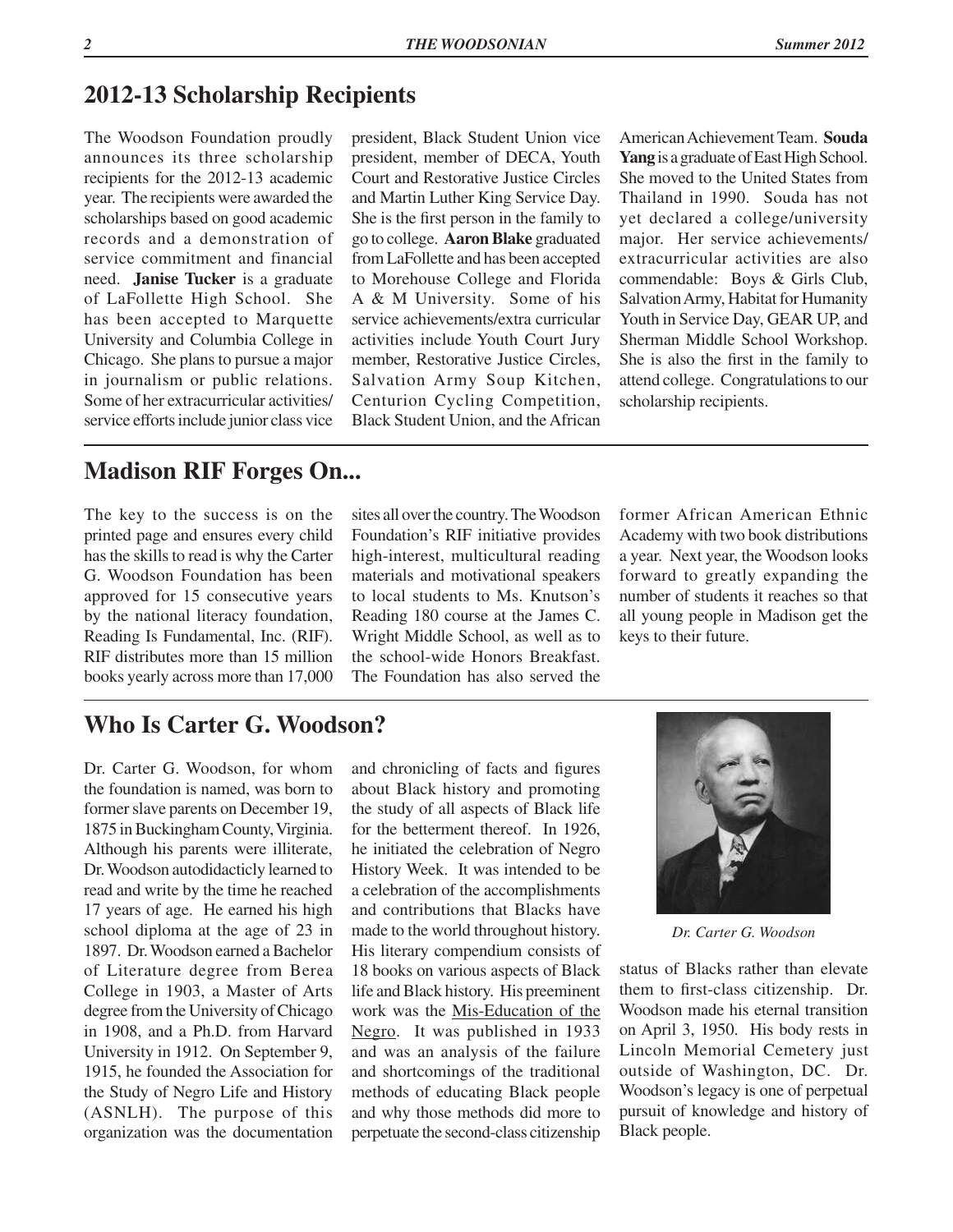## 2012-13 Scholarship Recipients

The Woodson Foundation proudly announces its three scholarship recipients for the 2012-13 academic year. The recipients were awarded the scholarships based on good academic records and a demonstration of service commitment and financial need. **Janise Tucker** is a graduate of LaFollette High School. She has been accepted to Marquette University and Columbia College in Chicago. She plans to pursue a major in journalism or public relations. Some of her extracurricular activities/service efforts include junior class vice president, Black Student Union vice president, member of DECA, Youth Court and Restorative Justice Circles and Martin Luther King Service Day. She is the first person in the family to go to college. **Aaron Blake** graduated from LaFollette and has been accepted to Morehouse College and Florida A & M University. Some of his service achievements/extra curricular activities include Youth Court Jury member, Restorative Justice Circles, Salvation Army Soup Kitchen, Centurion Cycling Competition, Black Student Union, and the African American Achievement Team. **Souda Yang** is a graduate of East High School. She moved to the United States from Thailand in 1990. Souda has not yet declared a college/university major. Her service achievements/extracurricular activities are also commendable: Boys & Girls Club, Salvation Army, Habitat for Humanity Youth in Service Day, GEAR UP, and Sherman Middle School Workshop. She is also the first in the family to attend college. Congratulations to our scholarship recipients.

## Madison RIF Forges On...

The key to the success is on the printed page and ensures every child has the skills to read is why the Carter G. Woodson Foundation has been approved for 15 consecutive years by the national literacy foundation, Reading Is Fundamental, Inc. (RIF). RIF distributes more than 15 million books yearly across more than 17,000 sites all over the country. The Woodson Foundation's RIF initiative provides high-interest, multicultural reading materials and motivational speakers to local students to Ms. Knutson's Reading 180 course at the James C. Wright Middle School, as well as to the school-wide Honors Breakfast. The Foundation has also served the former African American Ethnic Academy with two book distributions a year. Next year, the Woodson looks forward to greatly expanding the number of students it reaches so that all young people in Madison get the keys to their future.

## Who Is Carter G. Woodson?

Dr. Carter G. Woodson, for whom the foundation is named, was born to former slave parents on December 19, 1875 in Buckingham County, Virginia. Although his parents were illiterate, Dr. Woodson autodidacticly learned to read and write by the time he reached 17 years of age. He earned his high school diploma at the age of 23 in 1897. Dr. Woodson earned a Bachelor of Literature degree from Berea College in 1903, a Master of Arts degree from the University of Chicago in 1908, and a Ph.D. from Harvard University in 1912. On September 9, 1915, he founded the Association for the Study of Negro Life and History (ASNLH). The purpose of this organization was the documentation and chronicling of facts and figures about Black history and promoting the study of all aspects of Black life for the betterment thereof. In 1926, he initiated the celebration of Negro History Week. It was intended to be a celebration of the accomplishments and contributions that Blacks have made to the world throughout history. His literary compendium consists of 18 books on various aspects of Black life and Black history. His preeminent work was the Mis-Education of the Negro. It was published in 1933 and was an analysis of the failure and shortcomings of the traditional methods of educating Black people and why those methods did more to perpetuate the second-class citizenship status of Blacks rather than elevate them to first-class citizenship. Dr. Woodson made his eternal transition on April 3, 1950. His body rests in Lincoln Memorial Cemetery just outside of Washington, DC. Dr. Woodson's legacy is one of perpetual pursuit of knowledge and history of Black people.

*Dr. Carter G. Woodson*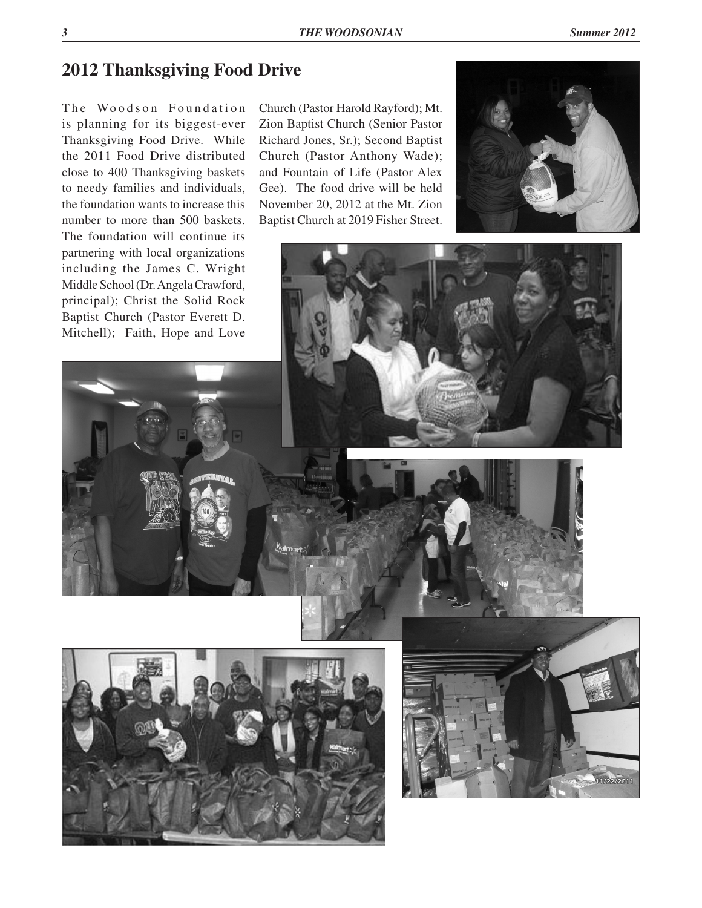## 2012 Thanksgiving Food Drive

The Woodson Foundation is planning for its biggest-ever Thanksgiving Food Drive. While the 2011 Food Drive distributed close to 400 Thanksgiving baskets to needy families and individuals, the foundation wants to increase this number to more than 500 baskets. The foundation will continue its partnering with local organizations including the James C. Wright Middle School (Dr. Angela Crawford, principal); Christ the Solid Rock Baptist Church (Pastor Everett D. Mitchell); Faith, Hope and Love Church (Pastor Harold Rayford); Mt. Zion Baptist Church (Senior Pastor Richard Jones, Sr.); Second Baptist Church (Pastor Anthony Wade); and Fountain of Life (Pastor Alex Gee). The food drive will be held November 20, 2012 at the Mt. Zion Baptist Church at 2019 Fisher Street.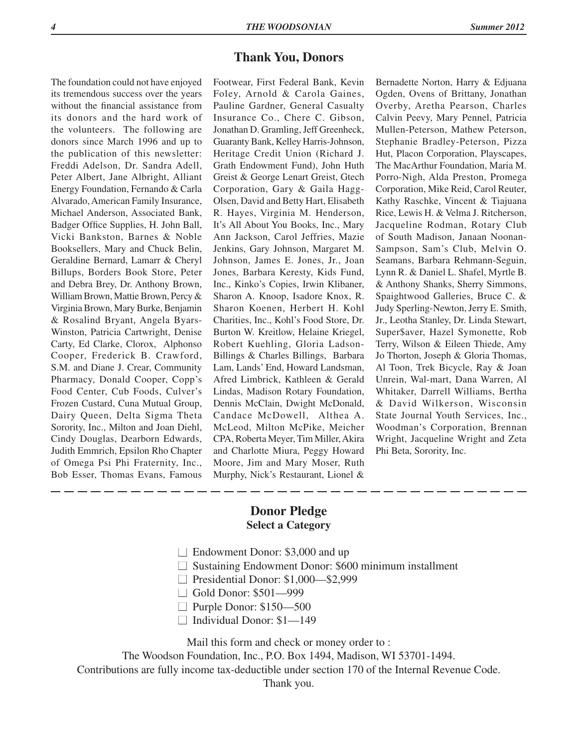## Thank You, Donors

The foundation could not have enjoyed its tremendous success over the years without the financial assistance from its donors and the hard work of the volunteers. The following are donors since March 1996 and up to the publication of this newsletter: Freddi Adelson, Dr. Sandra Adell, Peter Albert, Jane Albright, Alliant Energy Foundation, Fernando & Carla Alvarado, American Family Insurance, Michael Anderson, Associated Bank, Badger Office Supplies, H. John Ball, Vicki Bankston, Barnes & Noble Booksellers, Mary and Chuck Belin, Geraldine Bernard, Lamarr & Cheryl Billups, Borders Book Store, Peter and Debra Brey, Dr. Anthony Brown, William Brown, Mattie Brown, Percy & Virginia Brown, Mary Burke, Benjamin & Rosalind Bryant, Angela Byars-Winston, Patricia Cartwright, Denise Carty, Ed Clarke, Clorox, Alphonso Cooper, Frederick B. Crawford, S.M. and Diane J. Crear, Community Pharmacy, Donald Cooper, Copp's Food Center, Cub Foods, Culver's Frozen Custard, Cuna Mutual Group, Dairy Queen, Delta Sigma Theta Sorority, Inc., Milton and Joan Diehl, Cindy Douglas, Dearborn Edwards, Judith Emmrich, Epsilon Rho Chapter of Omega Psi Phi Fraternity, Inc., Bob Esser, Thomas Evans, Famous Footwear, First Federal Bank, Kevin Foley, Arnold & Carola Gaines, Pauline Gardner, General Casualty Insurance Co., Chere C. Gibson, Jonathan D. Gramling, Jeff Greenheck, Guaranty Bank, Kelley Harris-Johnson, Heritage Credit Union (Richard J. Grath Endowment Fund), John Huth Greist & George Lenart Greist, Gtech Corporation, Gary & Gaila Hagg-Olsen, David and Betty Hart, Elisabeth R. Hayes, Virginia M. Henderson, It's All About You Books, Inc., Mary Ann Jackson, Carol Jeffries, Mazie Jenkins, Gary Johnson, Margaret M. Johnson, James E. Jones, Jr., Joan Jones, Barbara Keresty, Kids Fund, Inc., Kinko's Copies, Irwin Klibaner, Sharon A. Knoop, Isadore Knox, R. Sharon Koenen, Herbert H. Kohl Charities, Inc., Kohl's Food Store, Dr. Burton W. Kreitlow, Helaine Kriegel, Robert Kuehling, Gloria Ladson-Billings & Charles Billings, Barbara Lam, Lands' End, Howard Landsman, Afred Limbrick, Kathleen & Gerald Lindas, Madison Rotary Foundation, Dennis McClain, Dwight McDonald, Candace McDowell, Althea A. McLeod, Milton McPike, Meicher CPA, Roberta Meyer, Tim Miller, Akira and Charlotte Miura, Peggy Howard Moore, Jim and Mary Moser, Ruth Murphy, Nick's Restaurant, Lionel & Bernadette Norton, Harry & Edjuana Ogden, Ovens of Brittany, Jonathan Overby, Aretha Pearson, Charles Calvin Peevy, Mary Pennel, Patricia Mullen-Peterson, Mathew Peterson, Stephanie Bradley-Peterson, Pizza Hut, Placon Corporation, Playscapes, The MacArthur Foundation, Maria M. Porro-Nigh, Alda Preston, Promega Corporation, Mike Reid, Carol Reuter, Kathy Raschke, Vincent & Tiajuana Rice, Lewis H. & Velma J. Ritcherson, Jacqueline Rodman, Rotary Club of South Madison, Janaan Noonan-Sampson, Sam's Club, Melvin O. Seamans, Barbara Rehmann-Seguin, Lynn R. & Daniel L. Shafel, Myrtle B. & Anthony Shanks, Sherry Simmons, Spaightwood Galleries, Bruce C. & Judy Sperling-Newton, Jerry E. Smith, Jr., Leotha Stanley, Dr. Linda Stewart, Super$aver, Hazel Symonette, Rob Terry, Wilson & Eileen Thiede, Amy Jo Thorton, Joseph & Gloria Thomas, Al Toon, Trek Bicycle, Ray & Joan Unrein, Wal-mart, Dana Warren, Al Whitaker, Darrell Williams, Bertha & David Wilkerson, Wisconsin State Journal Youth Services, Inc., Woodman's Corporation, Brennan Wright, Jacqueline Wright and Zeta Phi Beta, Sorority, Inc.

---

## Donor Pledge
### Select a Category

- ☐ Endowment Donor: $3,000 and up
- ☐ Sustaining Endowment Donor: $600 minimum installment
- ☐ Presidential Donor: $1,000—$2,999
- ☐ Gold Donor: $501—999
- ☐ Purple Donor: $150—500
- ☐ Individual Donor: $1—149

Mail this form and check or money order to :
The Woodson Foundation, Inc., P.O. Box 1494, Madison, WI 53701-1494.
Contributions are fully income tax-deductible under section 170 of the Internal Revenue Code.
Thank you.